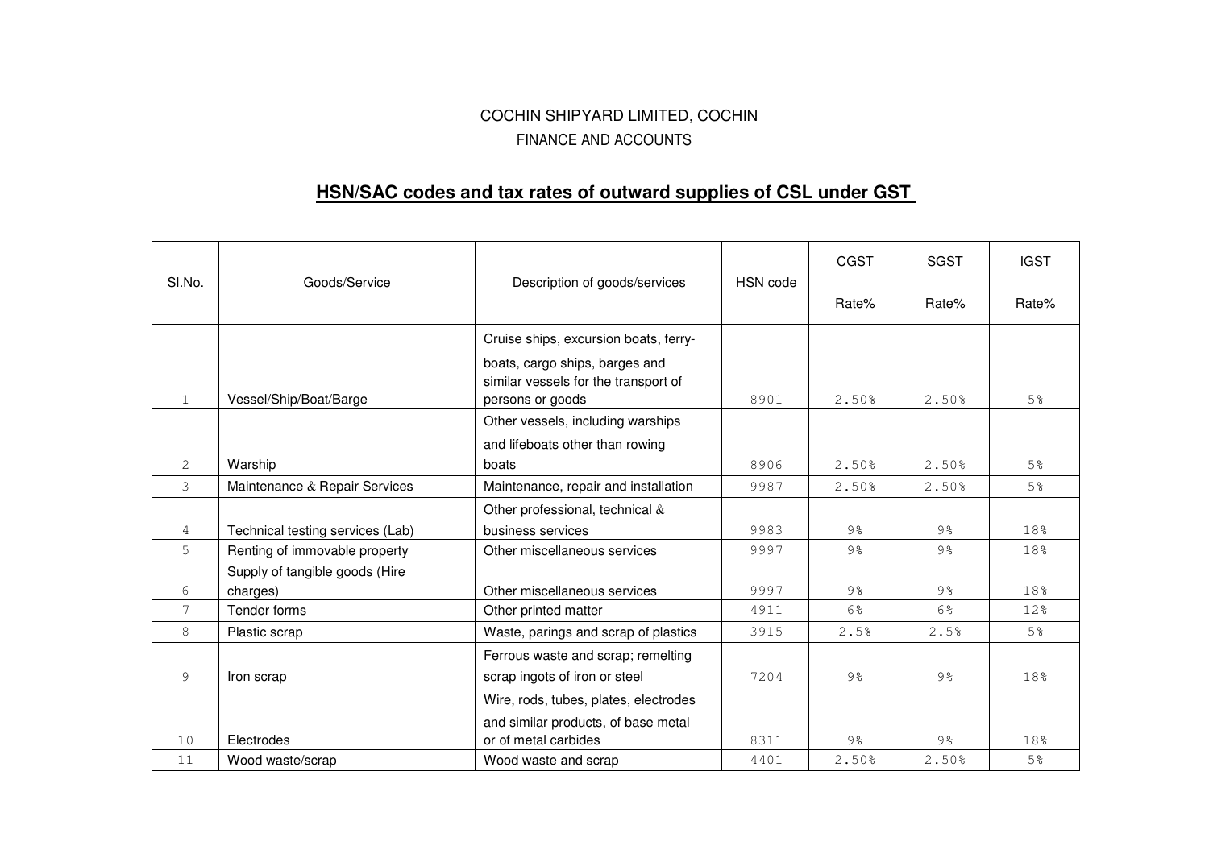COCHIN SHIPYARD LIMITED, COCHIN

FINANCE AND ACCOUNTS

## **HSN/SAC codes and tax rates of outward supplies of CSL under GST**

| Sl.No. | Goods/Service | Description of goods/services | HSN code | CGST Rate% | SGST Rate% | IGST Rate% |
|---|---|---|---|---|---|---|
| 1 | Vessel/Ship/Boat/Barge | Cruise ships, excursion boats, ferry-boats, cargo ships, barges and similar vessels for the transport of persons or goods | 8901 | 2.50% | 2.50% | 5% |
| 2 | Warship | Other vessels, including warships and lifeboats other than rowing boats | 8906 | 2.50% | 2.50% | 5% |
| 3 | Maintenance & Repair Services | Maintenance, repair and installation | 9987 | 2.50% | 2.50% | 5% |
| 4 | Technical testing services (Lab) | Other professional, technical & business services | 9983 | 9% | 9% | 18% |
| 5 | Renting of immovable property | Other miscellaneous services | 9997 | 9% | 9% | 18% |
| 6 | Supply of tangible goods (Hire charges) | Other miscellaneous services | 9997 | 9% | 9% | 18% |
| 7 | Tender forms | Other printed matter | 4911 | 6% | 6% | 12% |
| 8 | Plastic scrap | Waste, parings and scrap of plastics | 3915 | 2.5% | 2.5% | 5% |
| 9 | Iron scrap | Ferrous waste and scrap; remelting scrap ingots of iron or steel | 7204 | 9% | 9% | 18% |
| 10 | Electrodes | Wire, rods, tubes, plates, electrodes and similar products, of base metal or of metal carbides | 8311 | 9% | 9% | 18% |
| 11 | Wood waste/scrap | Wood waste and scrap | 4401 | 2.50% | 2.50% | 5% |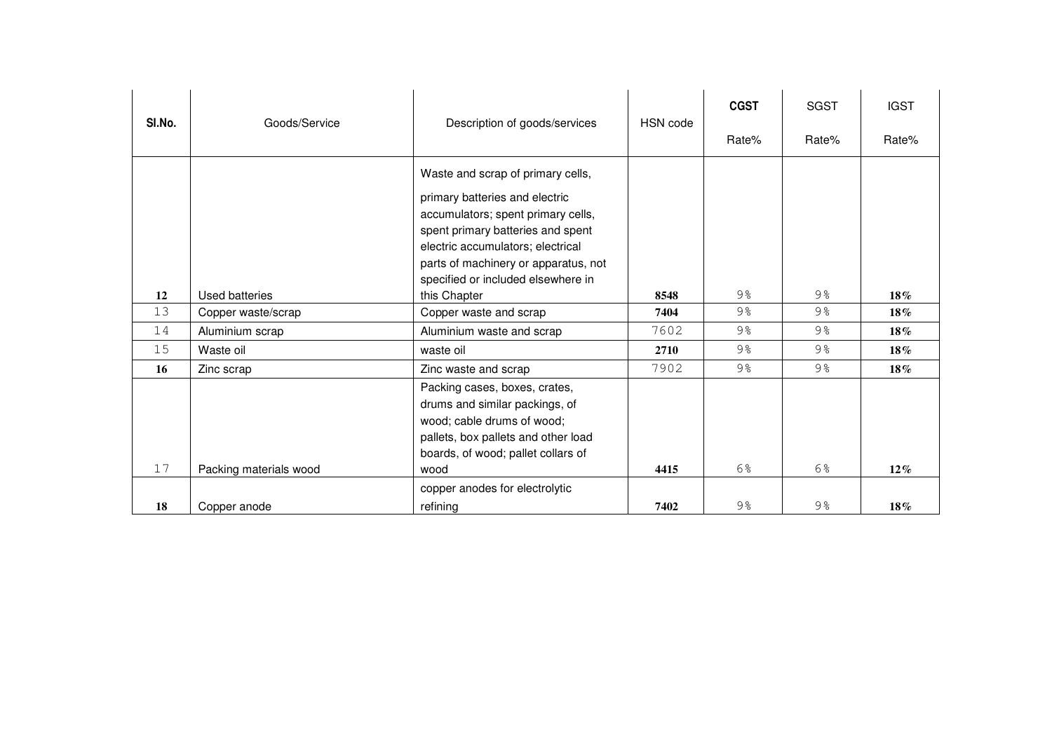| Sl.No. | Goods/Service | Description of goods/services | HSN code | CGST Rate% | SGST Rate% | IGST Rate% |
|---|---|---|---|---|---|---|
| 12 | Used batteries | Waste and scrap of primary cells, primary batteries and electric accumulators; spent primary cells, spent primary batteries and spent electric accumulators; electrical parts of machinery or apparatus, not specified or included elsewhere in this Chapter | 8548 | 9% | 9% | 18% |
| 13 | Copper waste/scrap | Copper waste and scrap | 7404 | 9% | 9% | 18% |
| 14 | Aluminium scrap | Aluminium waste and scrap | 7602 | 9% | 9% | 18% |
| 15 | Waste oil | waste oil | 2710 | 9% | 9% | 18% |
| 16 | Zinc scrap | Zinc waste and scrap | 7902 | 9% | 9% | 18% |
| 17 | Packing materials wood | Packing cases, boxes, crates, drums and similar packings, of wood; cable drums of wood; pallets, box pallets and other load boards, of wood; pallet collars of wood | 4415 | 6% | 6% | 12% |
| 18 | Copper anode | copper anodes for electrolytic refining | 7402 | 9% | 9% | 18% |